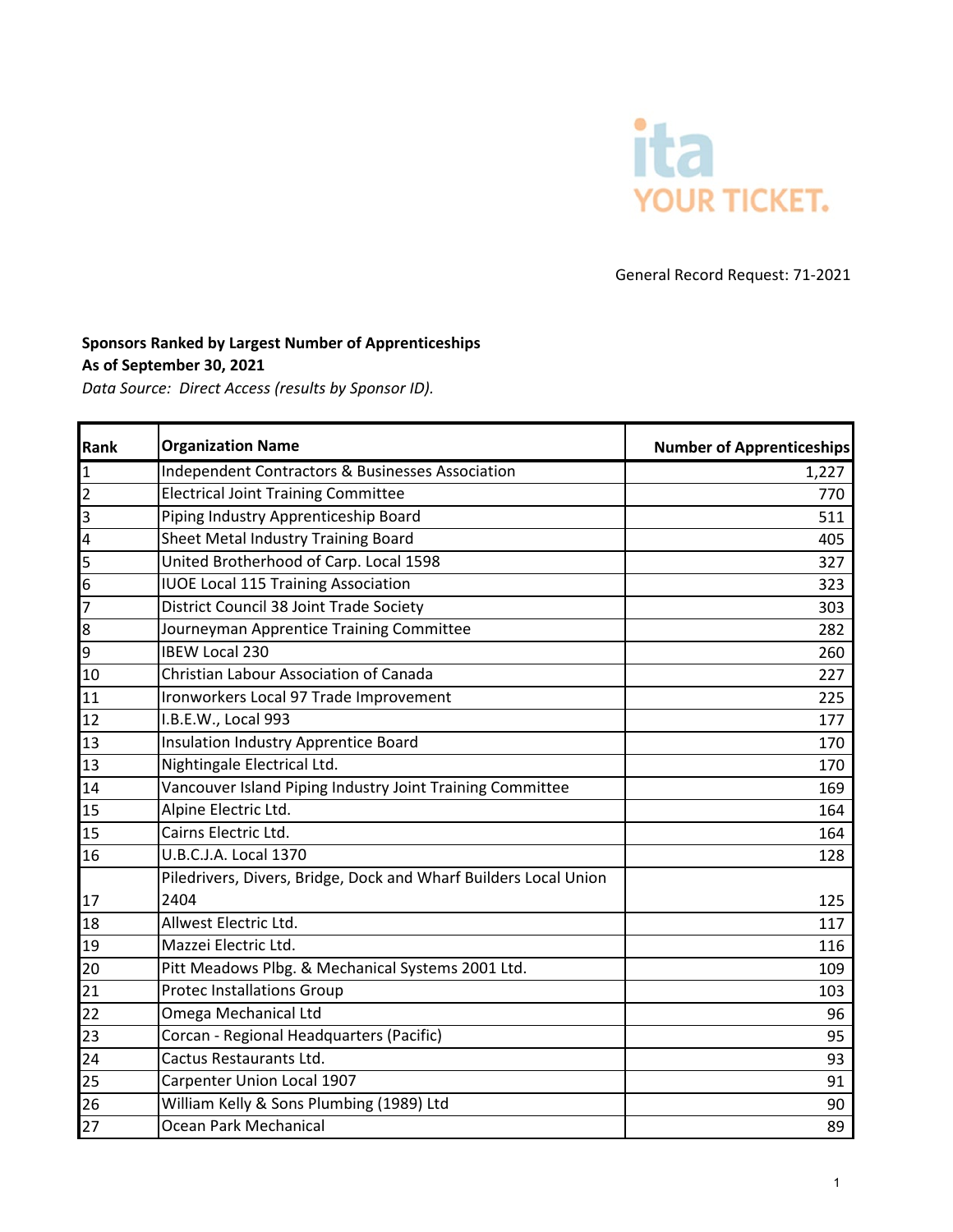ita
YOUR TICKET.

General Record Request: 71-2021

**Sponsors Ranked by Largest Number of Apprenticeships**
**As of September 30, 2021**
*Data Source: Direct Access (results by Sponsor ID).*

| Rank | Organization Name | Number of Apprenticeships |
|---|---|---|
| 1 | Independent Contractors & Businesses Association | 1,227 |
| 2 | Electrical Joint Training Committee | 770 |
| 3 | Piping Industry Apprenticeship Board | 511 |
| 4 | Sheet Metal Industry Training Board | 405 |
| 5 | United Brotherhood of Carp. Local 1598 | 327 |
| 6 | IUOE Local 115 Training Association | 323 |
| 7 | District Council 38 Joint Trade Society | 303 |
| 8 | Journeyman Apprentice Training Committee | 282 |
| 9 | IBEW Local 230 | 260 |
| 10 | Christian Labour Association of Canada | 227 |
| 11 | Ironworkers Local 97 Trade Improvement | 225 |
| 12 | I.B.E.W., Local 993 | 177 |
| 13 | Insulation Industry Apprentice Board | 170 |
| 13 | Nightingale Electrical Ltd. | 170 |
| 14 | Vancouver Island Piping Industry Joint Training Committee | 169 |
| 15 | Alpine Electric Ltd. | 164 |
| 15 | Cairns Electric Ltd. | 164 |
| 16 | U.B.C.J.A. Local 1370 | 128 |
| 17 | Piledrivers, Divers, Bridge, Dock and Wharf Builders Local Union 2404 | 125 |
| 18 | Allwest Electric Ltd. | 117 |
| 19 | Mazzei Electric Ltd. | 116 |
| 20 | Pitt Meadows Plbg. & Mechanical Systems 2001 Ltd. | 109 |
| 21 | Protec Installations Group | 103 |
| 22 | Omega Mechanical Ltd | 96 |
| 23 | Corcan - Regional Headquarters (Pacific) | 95 |
| 24 | Cactus Restaurants Ltd. | 93 |
| 25 | Carpenter Union Local 1907 | 91 |
| 26 | William Kelly & Sons Plumbing (1989) Ltd | 90 |
| 27 | Ocean Park Mechanical | 89 |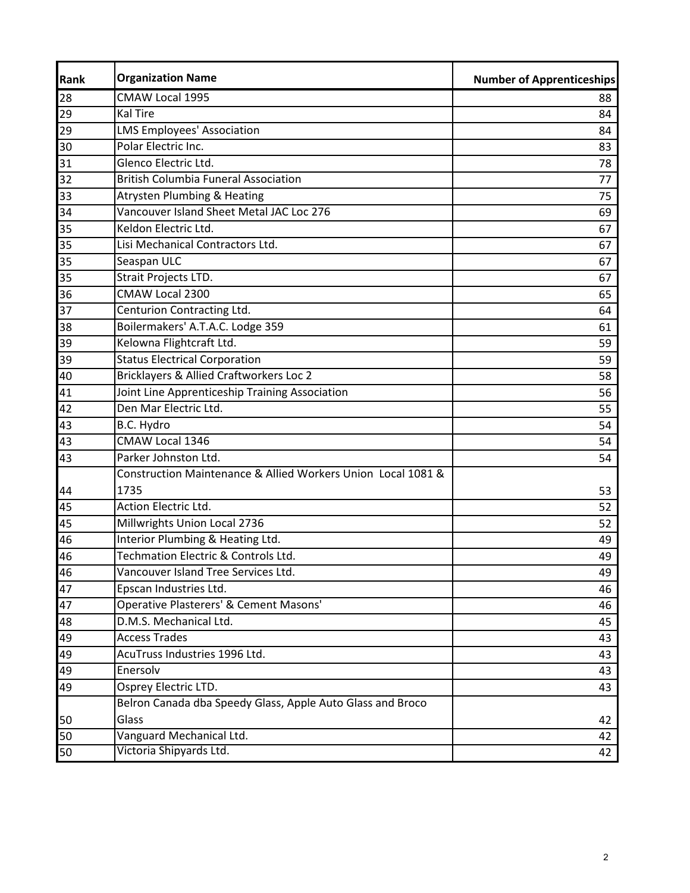| Rank | Organization Name | Number of Apprenticeships |
|---|---|---|
| 28 | CMAW Local 1995 | 88 |
| 29 | Kal Tire | 84 |
| 29 | LMS Employees' Association | 84 |
| 30 | Polar Electric Inc. | 83 |
| 31 | Glenco Electric Ltd. | 78 |
| 32 | British Columbia Funeral Association | 77 |
| 33 | Atrysten Plumbing & Heating | 75 |
| 34 | Vancouver Island Sheet Metal JAC Loc 276 | 69 |
| 35 | Keldon Electric Ltd. | 67 |
| 35 | Lisi Mechanical Contractors Ltd. | 67 |
| 35 | Seaspan ULC | 67 |
| 35 | Strait Projects LTD. | 67 |
| 36 | CMAW Local 2300 | 65 |
| 37 | Centurion Contracting Ltd. | 64 |
| 38 | Boilermakers' A.T.A.C. Lodge 359 | 61 |
| 39 | Kelowna Flightcraft Ltd. | 59 |
| 39 | Status Electrical Corporation | 59 |
| 40 | Bricklayers & Allied Craftworkers Loc 2 | 58 |
| 41 | Joint Line Apprenticeship Training Association | 56 |
| 42 | Den Mar Electric Ltd. | 55 |
| 43 | B.C. Hydro | 54 |
| 43 | CMAW Local 1346 | 54 |
| 43 | Parker Johnston Ltd. | 54 |
| 44 | Construction Maintenance & Allied Workers Union Local 1081 & 1735 | 53 |
| 45 | Action Electric Ltd. | 52 |
| 45 | Millwrights Union Local 2736 | 52 |
| 46 | Interior Plumbing & Heating Ltd. | 49 |
| 46 | Techmation Electric & Controls Ltd. | 49 |
| 46 | Vancouver Island Tree Services Ltd. | 49 |
| 47 | Epscan Industries Ltd. | 46 |
| 47 | Operative Plasterers' & Cement Masons' | 46 |
| 48 | D.M.S. Mechanical Ltd. | 45 |
| 49 | Access Trades | 43 |
| 49 | AcuTruss Industries 1996 Ltd. | 43 |
| 49 | Enersolv | 43 |
| 49 | Osprey Electric LTD. | 43 |
| 50 | Belron Canada dba Speedy Glass, Apple Auto Glass and Broco Glass | 42 |
| 50 | Vanguard Mechanical Ltd. | 42 |
| 50 | Victoria Shipyards Ltd. | 42 |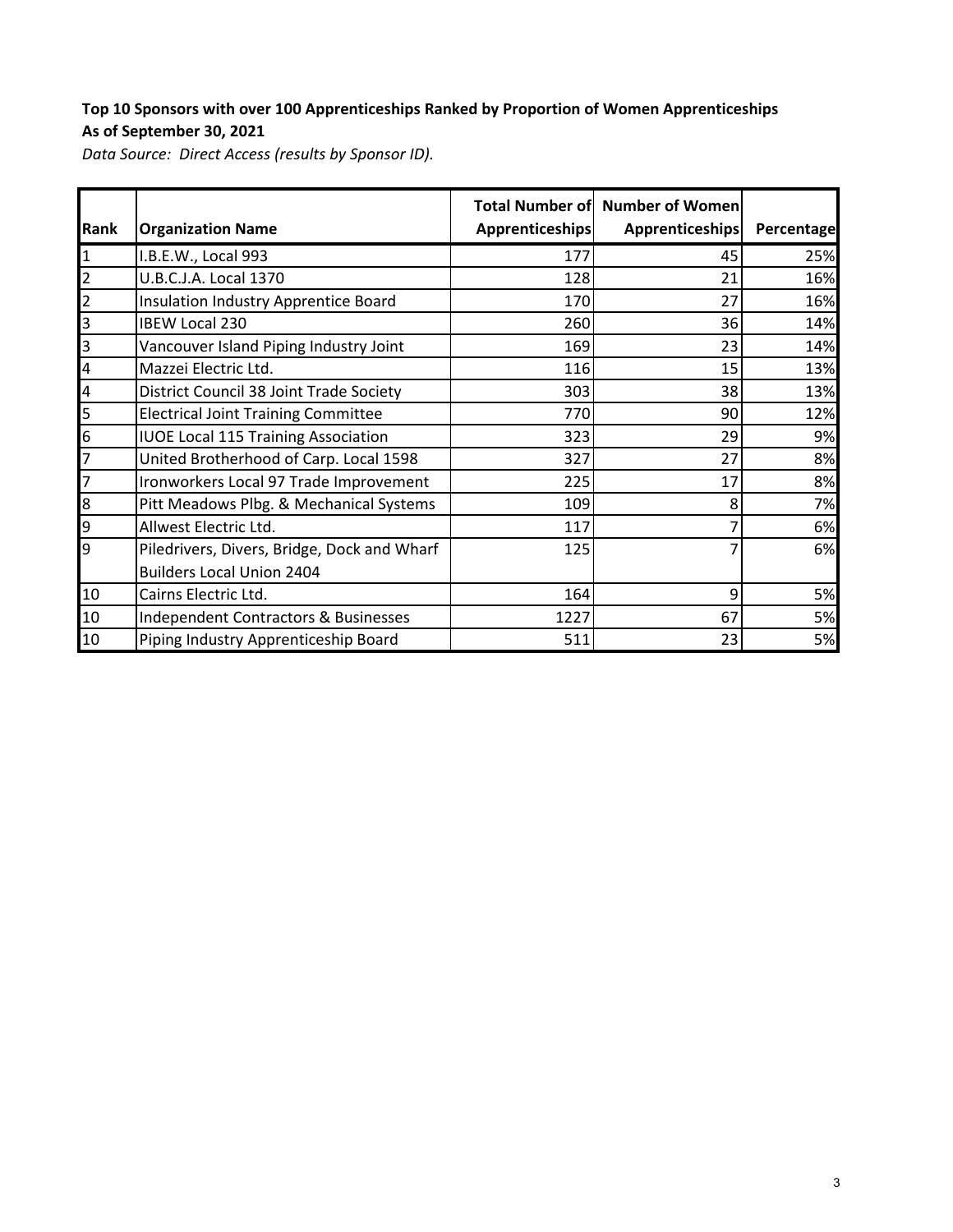**Top 10 Sponsors with over 100 Apprenticeships Ranked by Proportion of Women Apprenticeships**
**As of September 30, 2021**
*Data Source: Direct Access (results by Sponsor ID).*

| Rank | Organization Name | Total Number of Apprenticeships | Number of Women Apprenticeships | Percentage |
|---|---|---|---|---|
| 1 | I.B.E.W., Local 993 | 177 | 45 | 25% |
| 2 | U.B.C.J.A. Local 1370 | 128 | 21 | 16% |
| 2 | Insulation Industry Apprentice Board | 170 | 27 | 16% |
| 3 | IBEW Local 230 | 260 | 36 | 14% |
| 3 | Vancouver Island Piping Industry Joint | 169 | 23 | 14% |
| 4 | Mazzei Electric Ltd. | 116 | 15 | 13% |
| 4 | District Council 38 Joint Trade Society | 303 | 38 | 13% |
| 5 | Electrical Joint Training Committee | 770 | 90 | 12% |
| 6 | IUOE Local 115 Training Association | 323 | 29 | 9% |
| 7 | United Brotherhood of Carp. Local 1598 | 327 | 27 | 8% |
| 7 | Ironworkers Local 97 Trade Improvement | 225 | 17 | 8% |
| 8 | Pitt Meadows Plbg. & Mechanical Systems | 109 | 8 | 7% |
| 9 | Allwest Electric Ltd. | 117 | 7 | 6% |
| 9 | Piledrivers, Divers, Bridge, Dock and Wharf Builders Local Union 2404 | 125 | 7 | 6% |
| 10 | Cairns Electric Ltd. | 164 | 9 | 5% |
| 10 | Independent Contractors & Businesses | 1227 | 67 | 5% |
| 10 | Piping Industry Apprenticeship Board | 511 | 23 | 5% |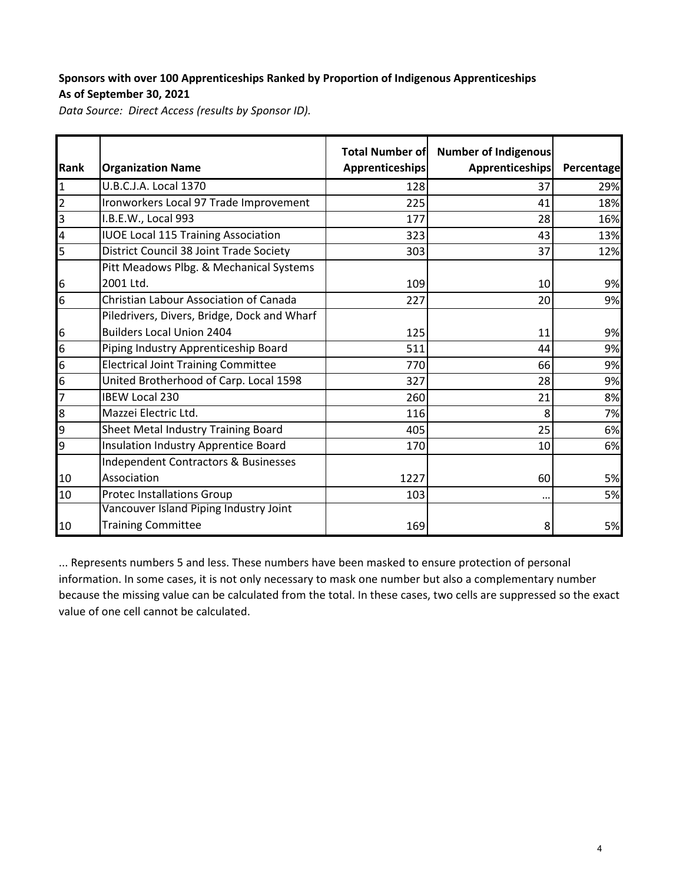**Sponsors with over 100 Apprenticeships Ranked by Proportion of Indigenous Apprenticeships**
**As of September 30, 2021**

*Data Source: Direct Access (results by Sponsor ID).*

| Rank | Organization Name | Total Number of Apprenticeships | Number of Indigenous Apprenticeships | Percentage |
|---|---|---|---|---|
| 1 | U.B.C.J.A. Local 1370 | 128 | 37 | 29% |
| 2 | Ironworkers Local 97 Trade Improvement | 225 | 41 | 18% |
| 3 | I.B.E.W., Local 993 | 177 | 28 | 16% |
| 4 | IUOE Local 115 Training Association | 323 | 43 | 13% |
| 5 | District Council 38 Joint Trade Society | 303 | 37 | 12% |
| 6 | Pitt Meadows Plbg. & Mechanical Systems 2001 Ltd. | 109 | 10 | 9% |
| 6 | Christian Labour Association of Canada | 227 | 20 | 9% |
| 6 | Piledrivers, Divers, Bridge, Dock and Wharf Builders Local Union 2404 | 125 | 11 | 9% |
| 6 | Piping Industry Apprenticeship Board | 511 | 44 | 9% |
| 6 | Electrical Joint Training Committee | 770 | 66 | 9% |
| 6 | United Brotherhood of Carp. Local 1598 | 327 | 28 | 9% |
| 7 | IBEW Local 230 | 260 | 21 | 8% |
| 8 | Mazzei Electric Ltd. | 116 | 8 | 7% |
| 9 | Sheet Metal Industry Training Board | 405 | 25 | 6% |
| 9 | Insulation Industry Apprentice Board | 170 | 10 | 6% |
| 10 | Independent Contractors & Businesses Association | 1227 | 60 | 5% |
| 10 | Protec Installations Group | 103 | ... | 5% |
| 10 | Vancouver Island Piping Industry Joint Training Committee | 169 | 8 | 5% |

... Represents numbers 5 and less. These numbers have been masked to ensure protection of personal information. In some cases, it is not only necessary to mask one number but also a complementary number because the missing value can be calculated from the total. In these cases, two cells are suppressed so the exact value of one cell cannot be calculated.